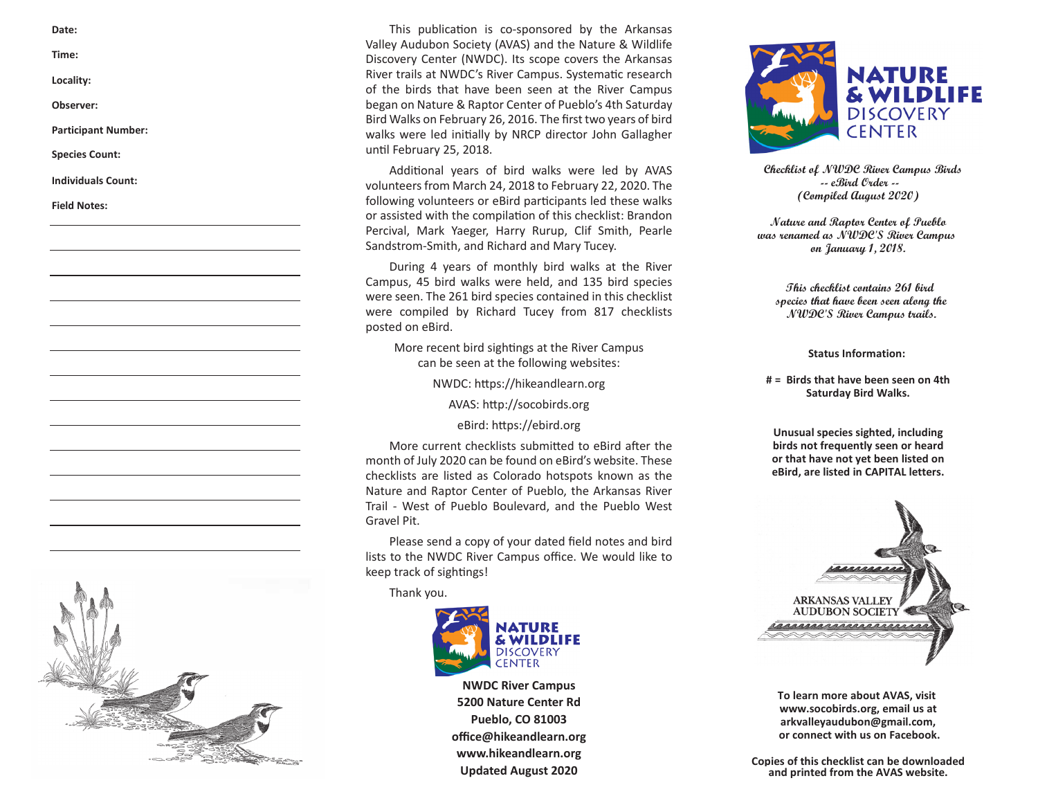**Date:**

**Time:**

**Locality:**

**Observer:**

**Participant Number:**

**Species Count:**

**Individuals Count:**

**Field Notes:**

This publication is co-sponsored by the Arkansas Valley Audubon Society (AVAS) and the Nature & Wildlife Discovery Center (NWDC). Its scope covers the Arkansas River trails at NWDC's River Campus. Systematic research of the birds that have been seen at the River Campus began on Nature & Raptor Center of Pueblo's 4th Saturday Bird Walks on February 26, 2016. The first two years of bird walks were led initially by NRCP director John Gallagher until February 25, 2018.

Additional years of bird walks were led by AVAS volunteers from March 24, 2018 to February 22, 2020. The following volunteers or eBird participants led these walks or assisted with the compilation of this checklist: Brandon Percival, Mark Yaeger, Harry Rurup, Clif Smith, Pearle Sandstrom-Smith, and Richard and Mary Tucey.

During 4 years of monthly bird walks at the River Campus, 45 bird walks were held, and 135 bird species were seen. The 261 bird species contained in this checklist were compiled by Richard Tucey from 817 checklists posted on eBird.

More recent bird sightings at the River Campus can be seen at the following websites:

NWDC: https://hikeandlearn.org

AVAS: http://socobirds.org

eBird: https://ebird.org

More current checklists submitted to eBird after the month of July 2020 can be found on eBird's website. These checklists are listed as Colorado hotspots known as the Nature and Raptor Center of Pueblo, the Arkansas River Trail - West of Pueblo Boulevard, and the Pueblo West Gravel Pit.

Please send a copy of your dated field notes and bird lists to the NWDC River Campus office. We would like to keep track of sightings!

Thank you.

NATURE & WILDLIFE DISCOVERY CENTER

**NWDC River Campus**
**5200 Nature Center Rd**
**Pueblo, CO 81003**
**office@hikeandlearn.org**
**www.hikeandlearn.org**
**Updated August 2020**

# NATURE & WILDLIFE DISCOVERY CENTER

***Checklist of NWDC River Campus Birds***
***-- eBird Order --***
***(Compiled August 2020)***

***Nature and Raptor Center of Pueblo was renamed as NWDC'S River Campus on January 1, 2018.***

***This checklist contains 261 bird species that have been seen along the NWDC'S River Campus trails.***

**Status Information:**

**# = Birds that have been seen on 4th Saturday Bird Walks.**

**Unusual species sighted, including birds not frequently seen or heard or that have not yet been listed on eBird, are listed in CAPITAL letters.**

ARKANSAS VALLEY AUDUBON SOCIETY

**To learn more about AVAS, visit www.socobirds.org, email us at arkvalleyaudubon@gmail.com, or connect with us on Facebook.**

**Copies of this checklist can be downloaded and printed from the AVAS website.**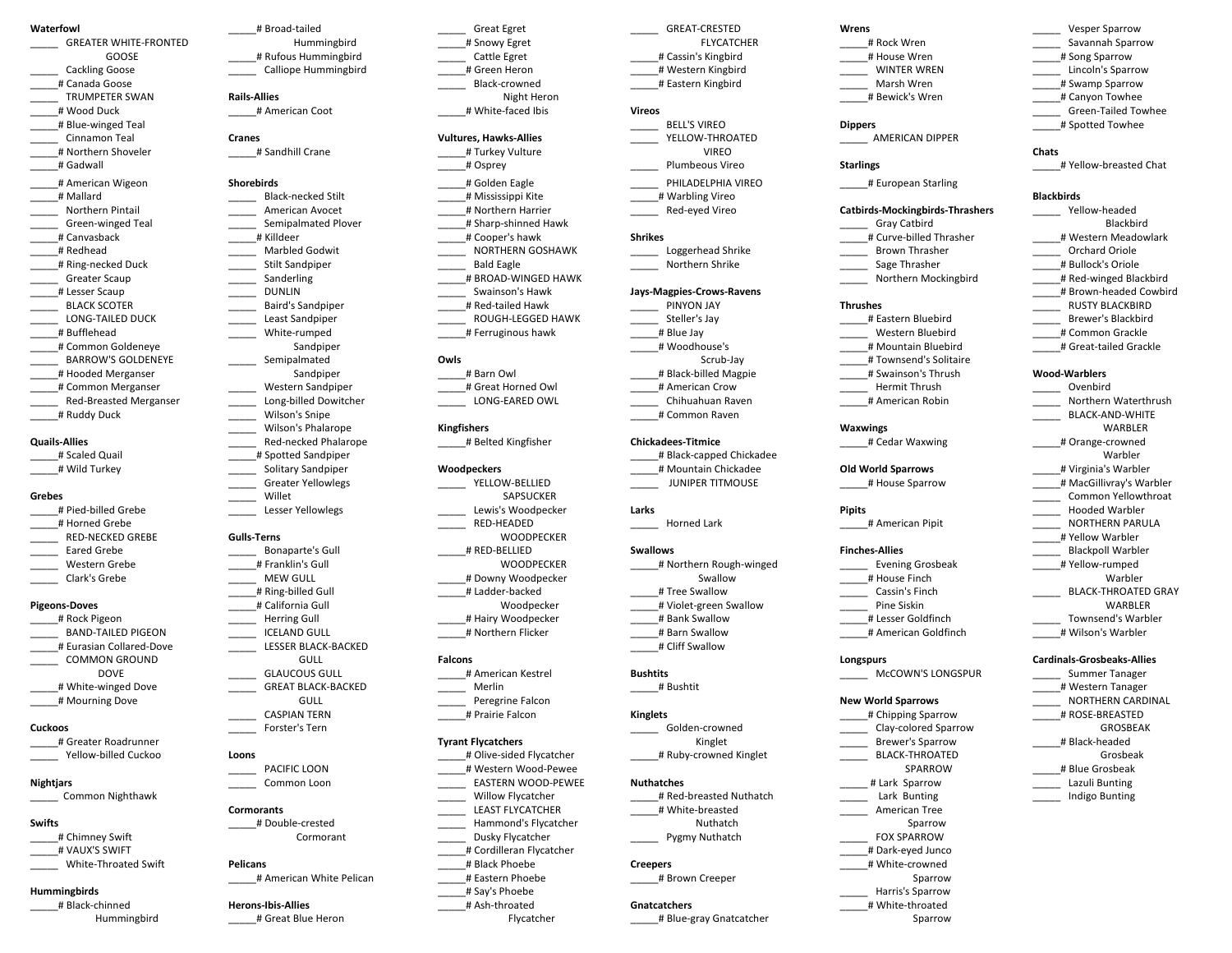**Waterfowl**

- _____ GREATER WHITE-FRONTED GOOSE
- _____ Cackling Goose
- _____# Canada Goose
- _____ TRUMPETER SWAN
- _____# Wood Duck
- _____# Blue-winged Teal
- _____ Cinnamon Teal
- _____# Northern Shoveler
- _____# Gadwall
- _____# American Wigeon
- _____# Mallard
- _____ Northern Pintail
- _____ Green-winged Teal
- _____# Canvasback
- _____# Redhead
- _____# Ring-necked Duck
- _____ Greater Scaup
- _____# Lesser Scaup
- _____ BLACK SCOTER
- _____ LONG-TAILED DUCK
- _____# Bufflehead
- _____# Common Goldeneye
- _____ BARROW'S GOLDENEYE
- _____# Hooded Merganser
- _____# Common Merganser
- _____ Red-Breasted Merganser
- _____# Ruddy Duck

**Quails-Allies**

- _____# Scaled Quail
- _____# Wild Turkey

**Grebes**

- _____# Pied-billed Grebe
- _____# Horned Grebe
- _____ RED-NECKED GREBE
- _____ Eared Grebe
- _____ Western Grebe
- _____ Clark's Grebe

**Pigeons-Doves**

- _____# Rock Pigeon
- _____ BAND-TAILED PIGEON
- _____# Eurasian Collared-Dove
- _____ COMMON GROUND DOVE
- _____# White-winged Dove
- _____# Mourning Dove

**Cuckoos**

- _____# Greater Roadrunner
- _____ Yellow-billed Cuckoo

**Nightjars**

- _____ Common Nighthawk

**Swifts**

- _____# Chimney Swift
- _____# VAUX'S SWIFT
- _____ White-Throated Swift

**Hummingbirds**

- _____# Black-chinned Hummingbird
- _____# Broad-tailed Hummingbird
- _____# Rufous Hummingbird
- _____ Calliope Hummingbird

**Rails-Allies**

- _____# American Coot

**Cranes**

- _____# Sandhill Crane

**Shorebirds**

- _____ Black-necked Stilt
- _____ American Avocet
- _____ Semipalmated Plover
- _____# Killdeer
- _____ Marbled Godwit
- _____ Stilt Sandpiper
- _____ Sanderling
- _____ DUNLIN
- _____ Baird's Sandpiper
- _____ Least Sandpiper
- _____ White-rumped Sandpiper
- _____ Semipalmated Sandpiper
- _____ Western Sandpiper
- _____ Long-billed Dowitcher
- _____ Wilson's Snipe
- _____ Wilson's Phalarope
- _____ Red-necked Phalarope
- _____# Spotted Sandpiper
- _____ Solitary Sandpiper
- _____ Greater Yellowlegs
- _____ Willet
- _____ Lesser Yellowlegs

**Gulls-Terns**

- _____ Bonaparte's Gull
- _____# Franklin's Gull
- _____ MEW GULL
- _____# Ring-billed Gull
- _____# California Gull
- _____ Herring Gull
- _____ ICELAND GULL
- _____ LESSER BLACK-BACKED GULL
- _____ GLAUCOUS GULL
- _____ GREAT BLACK-BACKED GULL
- _____ CASPIAN TERN
- _____ Forster's Tern

**Loons**

- _____ PACIFIC LOON
- _____ Common Loon

**Cormorants**

- _____# Double-crested Cormorant

**Pelicans**

- _____# American White Pelican

**Herons-Ibis-Allies**

- _____# Great Blue Heron
- _____ Great Egret
- _____# Snowy Egret
- _____ Cattle Egret
- _____# Green Heron
- _____ Black-crowned Night Heron
- _____# White-faced Ibis

**Vultures, Hawks-Allies**

- _____# Turkey Vulture
- _____# Osprey
- _____# Golden Eagle
- _____# Mississippi Kite
- _____# Northern Harrier
- _____# Sharp-shinned Hawk
- _____# Cooper's hawk
- _____ NORTHERN GOSHAWK
- _____ Bald Eagle
- _____# BROAD-WINGED HAWK
- _____ Swainson's Hawk
- _____# Red-tailed Hawk
- _____ ROUGH-LEGGED HAWK
- _____# Ferruginous hawk

**Owls**

- _____# Barn Owl
- _____# Great Horned Owl
- _____ LONG-EARED OWL

**Kingfishers**

- _____# Belted Kingfisher

**Woodpeckers**

- _____ YELLOW-BELLIED SAPSUCKER
- _____ Lewis's Woodpecker
- _____ RED-HEADED WOODPECKER
- _____# RED-BELLIED WOODPECKER
- _____# Downy Woodpecker
- _____# Ladder-backed Woodpecker
- _____# Hairy Woodpecker
- _____# Northern Flicker

**Falcons**

- _____# American Kestrel
- _____ Merlin
- _____ Peregrine Falcon
- _____# Prairie Falcon

**Tyrant Flycatchers**

- _____# Olive-sided Flycatcher
- _____# Western Wood-Pewee
- _____ EASTERN WOOD-PEWEE
- _____ Willow Flycatcher
- _____ LEAST FLYCATCHER
- _____ Hammond's Flycatcher
- _____ Dusky Flycatcher
- _____# Cordilleran Flycatcher
- _____# Black Phoebe
- _____# Eastern Phoebe
- _____# Say's Phoebe
- _____# Ash-throated Flycatcher
- _____ GREAT-CRESTED FLYCATCHER
- _____# Cassin's Kingbird
- _____# Western Kingbird
- _____# Eastern Kingbird

**Vireos**

- _____ BELL'S VIREO
- _____ YELLOW-THROATED VIREO
- _____ Plumbeous Vireo
- _____ PHILADELPHIA VIREO
- _____# Warbling Vireo
- _____ Red-eyed Vireo

**Shrikes**

- _____ Loggerhead Shrike
- _____ Northern Shrike

**Jays-Magpies-Crows-Ravens**

- _____ PINYON JAY
- _____ Steller's Jay
- _____# Blue Jay
- _____# Woodhouse's Scrub-Jay
- _____# Black-billed Magpie
- _____# American Crow
- _____ Chihuahuan Raven
- _____# Common Raven

**Chickadees-Titmice**

- _____# Black-capped Chickadee
- _____# Mountain Chickadee
- _____ JUNIPER TITMOUSE

**Larks**

- _____ Horned Lark

**Swallows**

- _____# Northern Rough-winged Swallow
- _____# Tree Swallow
- _____# Violet-green Swallow
- _____# Bank Swallow
- _____# Barn Swallow
- _____# Cliff Swallow

**Bushtits**

- _____# Bushtit

**Kinglets**

- _____ Golden-crowned Kinglet
- _____# Ruby-crowned Kinglet

**Nuthatches**

- _____# Red-breasted Nuthatch
- _____# White-breasted Nuthatch
- _____ Pygmy Nuthatch

**Creepers**

- _____# Brown Creeper

**Gnatcatchers**

- _____# Blue-gray Gnatcatcher

**Wrens**

- _____# Rock Wren
- _____# House Wren
- _____ WINTER WREN
- _____ Marsh Wren
- _____# Bewick's Wren

**Dippers**

- _____ AMERICAN DIPPER

**Starlings**

- _____# European Starling

**Catbirds-Mockingbirds-Thrashers**

- _____ Gray Catbird
- _____# Curve-billed Thrasher
- _____ Brown Thrasher
- _____ Sage Thrasher
- _____ Northern Mockingbird

**Thrushes**

- _____# Eastern Bluebird
- _____ Western Bluebird
- _____# Mountain Bluebird
- _____# Townsend's Solitaire
- _____# Swainson's Thrush
- _____ Hermit Thrush
- _____# American Robin

**Waxwings**

- _____# Cedar Waxwing

**Old World Sparrows**

- _____# House Sparrow

**Pipits**

- _____# American Pipit

**Finches-Allies**

- _____ Evening Grosbeak
- _____# House Finch
- _____ Cassin's Finch
- _____ Pine Siskin
- _____# Lesser Goldfinch
- _____# American Goldfinch

**Longspurs**

- _____ McCOWN'S LONGSPUR

**New World Sparrows**

- _____# Chipping Sparrow
- _____ Clay-colored Sparrow
- _____ Brewer's Sparrow
- _____ BLACK-THROATED SPARROW
- _____# Lark Sparrow
- _____ Lark Bunting
- _____ American Tree Sparrow
- _____ FOX SPARROW
- _____# Dark-eyed Junco
- _____# White-crowned Sparrow
- _____ Harris's Sparrow
- _____# White-throated Sparrow
- _____ Vesper Sparrow
- _____ Savannah Sparrow
- _____# Song Sparrow
- _____ Lincoln's Sparrow
- _____# Swamp Sparrow
- _____# Canyon Towhee
- _____ Green-Tailed Towhee
- _____# Spotted Towhee

**Chats**

- _____# Yellow-breasted Chat

**Blackbirds**

- _____ Yellow-headed Blackbird
- _____# Western Meadowlark
- _____ Orchard Oriole
- _____# Bullock's Oriole
- _____# Red-winged Blackbird
- _____# Brown-headed Cowbird
- _____ RUSTY BLACKBIRD
- _____ Brewer's Blackbird
- _____# Common Grackle
- _____# Great-tailed Grackle

**Wood-Warblers**

- _____ Ovenbird
- _____ Northern Waterthrush
- _____ BLACK-AND-WHITE WARBLER
- _____# Orange-crowned Warbler
- _____# Virginia's Warbler
- _____# MacGillivray's Warbler
- _____ Common Yellowthroat
- _____ Hooded Warbler
- _____ NORTHERN PARULA
- _____# Yellow Warbler
- _____ Blackpoll Warbler
- _____# Yellow-rumped Warbler
- _____ BLACK-THROATED GRAY WARBLER
- _____ Townsend's Warbler
- _____# Wilson's Warbler

**Cardinals-Grosbeaks-Allies**

- _____ Summer Tanager
- _____# Western Tanager
- _____ NORTHERN CARDINAL
- _____# ROSE-BREASTED GROSBEAK
- _____# Black-headed Grosbeak
- _____# Blue Grosbeak
- _____ Lazuli Bunting
- _____ Indigo Bunting